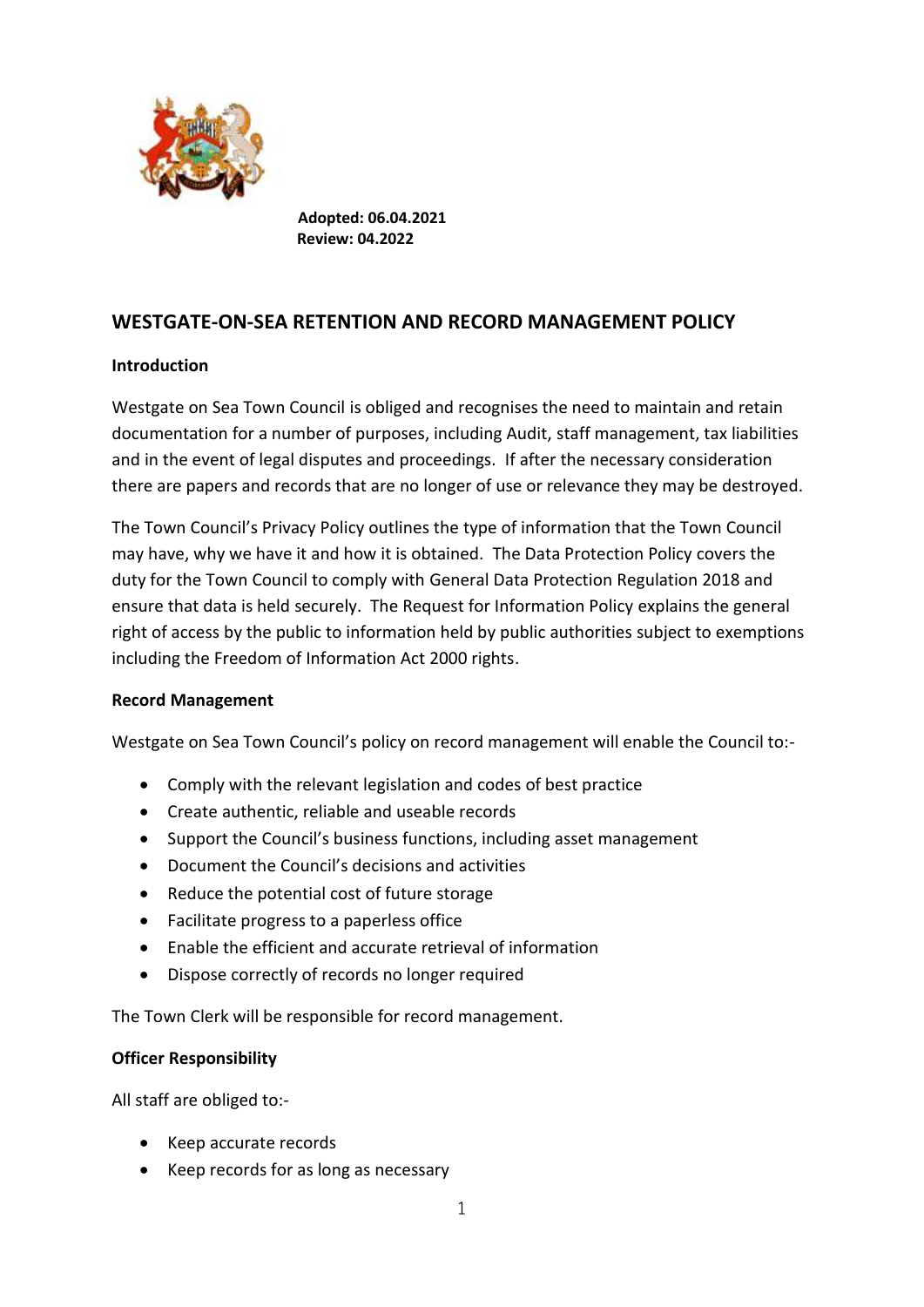**Adopted: 06.04.2021**
**Review: 04.2022**

## WESTGATE-ON-SEA RETENTION AND RECORD MANAGEMENT POLICY

### Introduction

Westgate on Sea Town Council is obliged and recognises the need to maintain and retain documentation for a number of purposes, including Audit, staff management, tax liabilities and in the event of legal disputes and proceedings. If after the necessary consideration there are papers and records that are no longer of use or relevance they may be destroyed.

The Town Council's Privacy Policy outlines the type of information that the Town Council may have, why we have it and how it is obtained. The Data Protection Policy covers the duty for the Town Council to comply with General Data Protection Regulation 2018 and ensure that data is held securely. The Request for Information Policy explains the general right of access by the public to information held by public authorities subject to exemptions including the Freedom of Information Act 2000 rights.

### Record Management

Westgate on Sea Town Council's policy on record management will enable the Council to:-

- Comply with the relevant legislation and codes of best practice
- Create authentic, reliable and useable records
- Support the Council's business functions, including asset management
- Document the Council's decisions and activities
- Reduce the potential cost of future storage
- Facilitate progress to a paperless office
- Enable the efficient and accurate retrieval of information
- Dispose correctly of records no longer required

The Town Clerk will be responsible for record management.

### Officer Responsibility

All staff are obliged to:-

- Keep accurate records
- Keep records for as long as necessary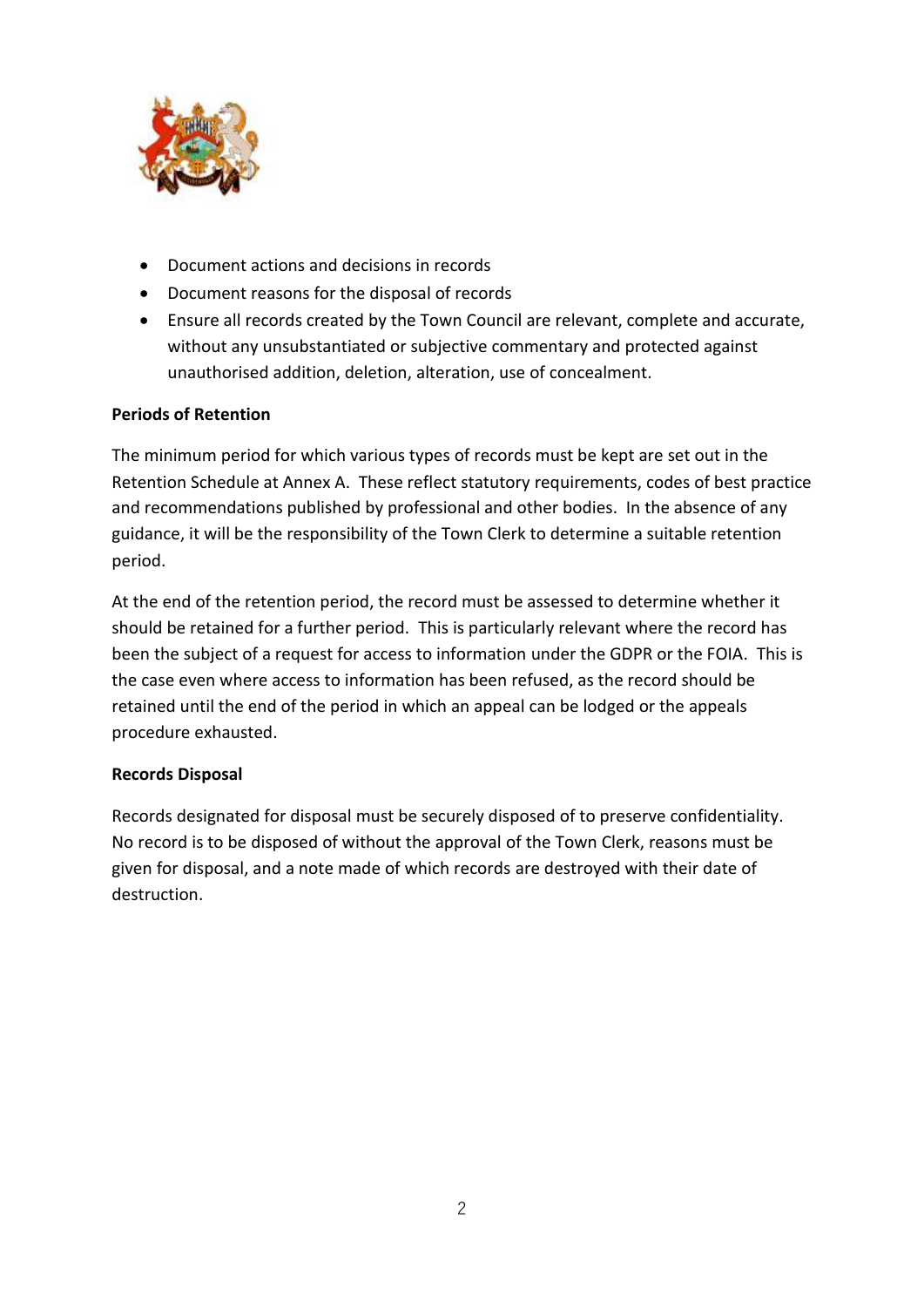- Document actions and decisions in records
- Document reasons for the disposal of records
- Ensure all records created by the Town Council are relevant, complete and accurate, without any unsubstantiated or subjective commentary and protected against unauthorised addition, deletion, alteration, use of concealment.

**Periods of Retention**

The minimum period for which various types of records must be kept are set out in the Retention Schedule at Annex A. These reflect statutory requirements, codes of best practice and recommendations published by professional and other bodies. In the absence of any guidance, it will be the responsibility of the Town Clerk to determine a suitable retention period.

At the end of the retention period, the record must be assessed to determine whether it should be retained for a further period. This is particularly relevant where the record has been the subject of a request for access to information under the GDPR or the FOIA. This is the case even where access to information has been refused, as the record should be retained until the end of the period in which an appeal can be lodged or the appeals procedure exhausted.

**Records Disposal**

Records designated for disposal must be securely disposed of to preserve confidentiality. No record is to be disposed of without the approval of the Town Clerk, reasons must be given for disposal, and a note made of which records are destroyed with their date of destruction.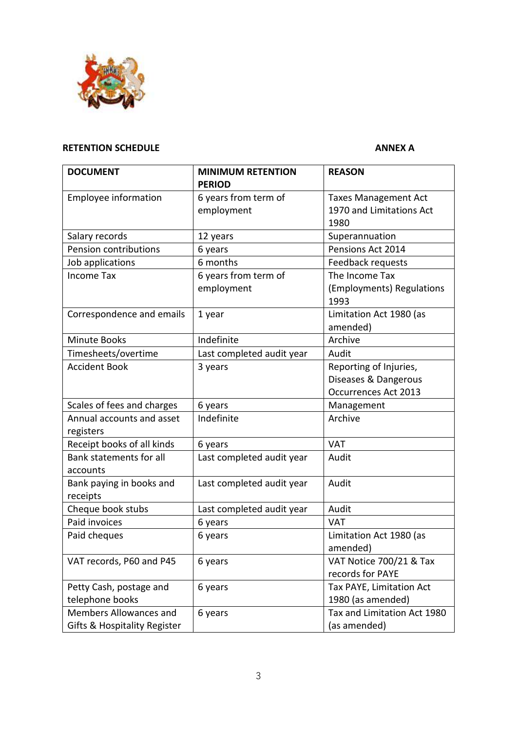**RETENTION SCHEDULE** **ANNEX A**

| DOCUMENT | MINIMUM RETENTION PERIOD | REASON |
|---|---|---|
| Employee information | 6 years from term of employment | Taxes Management Act 1970 and Limitations Act 1980 |
| Salary records | 12 years | Superannuation |
| Pension contributions | 6 years | Pensions Act 2014 |
| Job applications | 6 months | Feedback requests |
| Income Tax | 6 years from term of employment | The Income Tax (Employments) Regulations 1993 |
| Correspondence and emails | 1 year | Limitation Act 1980 (as amended) |
| Minute Books | Indefinite | Archive |
| Timesheets/overtime | Last completed audit year | Audit |
| Accident Book | 3 years | Reporting of Injuries, Diseases & Dangerous Occurrences Act 2013 |
| Scales of fees and charges | 6 years | Management |
| Annual accounts and asset registers | Indefinite | Archive |
| Receipt books of all kinds | 6 years | VAT |
| Bank statements for all accounts | Last completed audit year | Audit |
| Bank paying in books and receipts | Last completed audit year | Audit |
| Cheque book stubs | Last completed audit year | Audit |
| Paid invoices | 6 years | VAT |
| Paid cheques | 6 years | Limitation Act 1980 (as amended) |
| VAT records, P60 and P45 | 6 years | VAT Notice 700/21 & Tax records for PAYE |
| Petty Cash, postage and telephone books | 6 years | Tax PAYE, Limitation Act 1980 (as amended) |
| Members Allowances and Gifts & Hospitality Register | 6 years | Tax and Limitation Act 1980 (as amended) |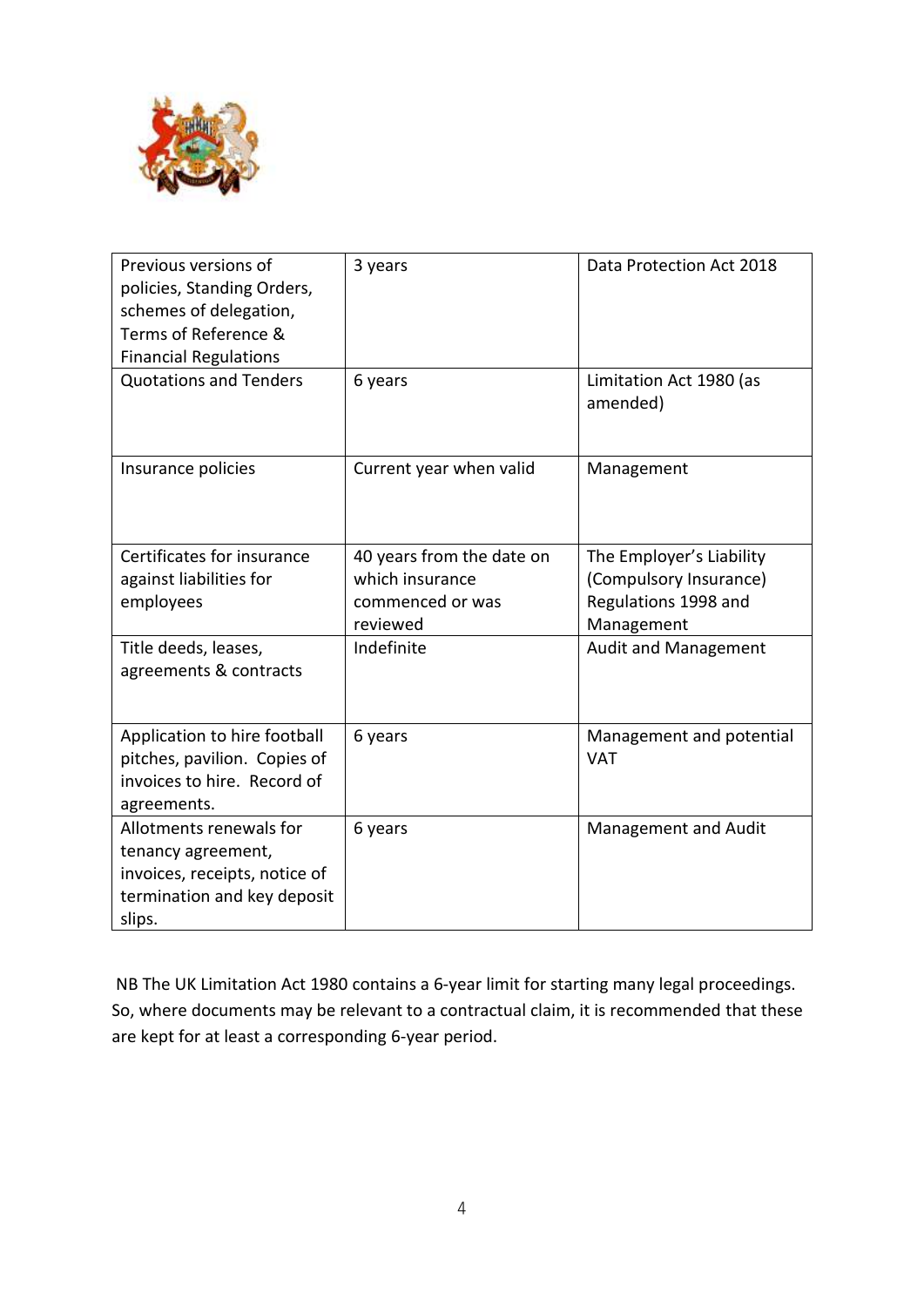| | | |
|---|---|---|
| Previous versions of policies, Standing Orders, schemes of delegation, Terms of Reference & Financial Regulations | 3 years | Data Protection Act 2018 |
| Quotations and Tenders | 6 years | Limitation Act 1980 (as amended) |
| Insurance policies | Current year when valid | Management |
| Certificates for insurance against liabilities for employees | 40 years from the date on which insurance commenced or was reviewed | The Employer's Liability (Compulsory Insurance) Regulations 1998 and Management |
| Title deeds, leases, agreements & contracts | Indefinite | Audit and Management |
| Application to hire football pitches, pavilion. Copies of invoices to hire. Record of agreements. | 6 years | Management and potential VAT |
| Allotments renewals for tenancy agreement, invoices, receipts, notice of termination and key deposit slips. | 6 years | Management and Audit |

NB The UK Limitation Act 1980 contains a 6-year limit for starting many legal proceedings. So, where documents may be relevant to a contractual claim, it is recommended that these are kept for at least a corresponding 6-year period.